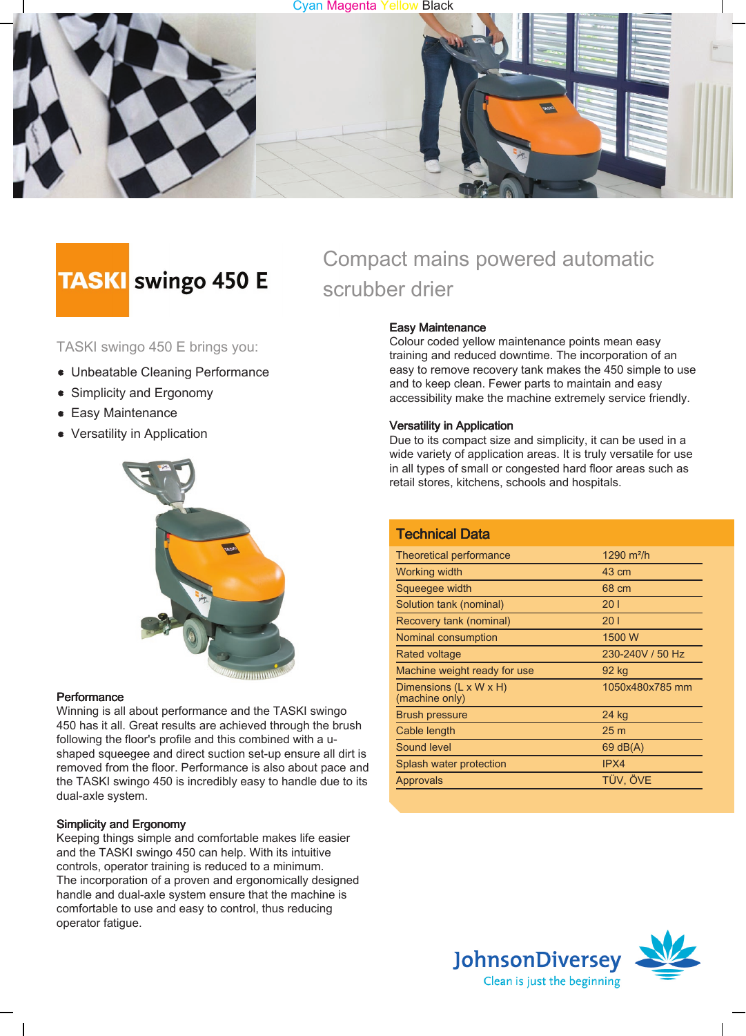# TASKI swingo 450 E

## Compact mains powered automatic scrubber drier

TASKI swingo 450 E brings you:

- Unbeatable Cleaning Performance
- Simplicity and Ergonomy
- Easy Maintenance
- Versatility in Application

**Performance**
Winning is all about performance and the TASKI swingo 450 has it all. Great results are achieved through the brush following the floor's profile and this combined with a u-shaped squeegee and direct suction set-up ensure all dirt is removed from the floor. Performance is also about pace and the TASKI swingo 450 is incredibly easy to handle due to its dual-axle system.

**Simplicity and Ergonomy**
Keeping things simple and comfortable makes life easier and the TASKI swingo 450 can help. With its intuitive controls, operator training is reduced to a minimum.
The incorporation of a proven and ergonomically designed handle and dual-axle system ensure that the machine is comfortable to use and easy to control, thus reducing operator fatigue.

**Easy Maintenance**
Colour coded yellow maintenance points mean easy training and reduced downtime. The incorporation of an easy to remove recovery tank makes the 450 simple to use and to keep clean. Fewer parts to maintain and easy accessibility make the machine extremely service friendly.

**Versatility in Application**
Due to its compact size and simplicity, it can be used in a wide variety of application areas. It is truly versatile for use in all types of small or congested hard floor areas such as retail stores, kitchens, schools and hospitals.

### Technical Data

| | |
|---|---|
| Theoretical performance | 1290 m²/h |
| Working width | 43 cm |
| Squeegee width | 68 cm |
| Solution tank (nominal) | 20 l |
| Recovery tank (nominal) | 20 l |
| Nominal consumption | 1500 W |
| Rated voltage | 230-240V / 50 Hz |
| Machine weight ready for use | 92 kg |
| Dimensions (L x W x H) (machine only) | 1050x480x785 mm |
| Brush pressure | 24 kg |
| Cable length | 25 m |
| Sound level | 69 dB(A) |
| Splash water protection | IPX4 |
| Approvals | TÜV, ÖVE |

JohnsonDiversey
Clean is just the beginning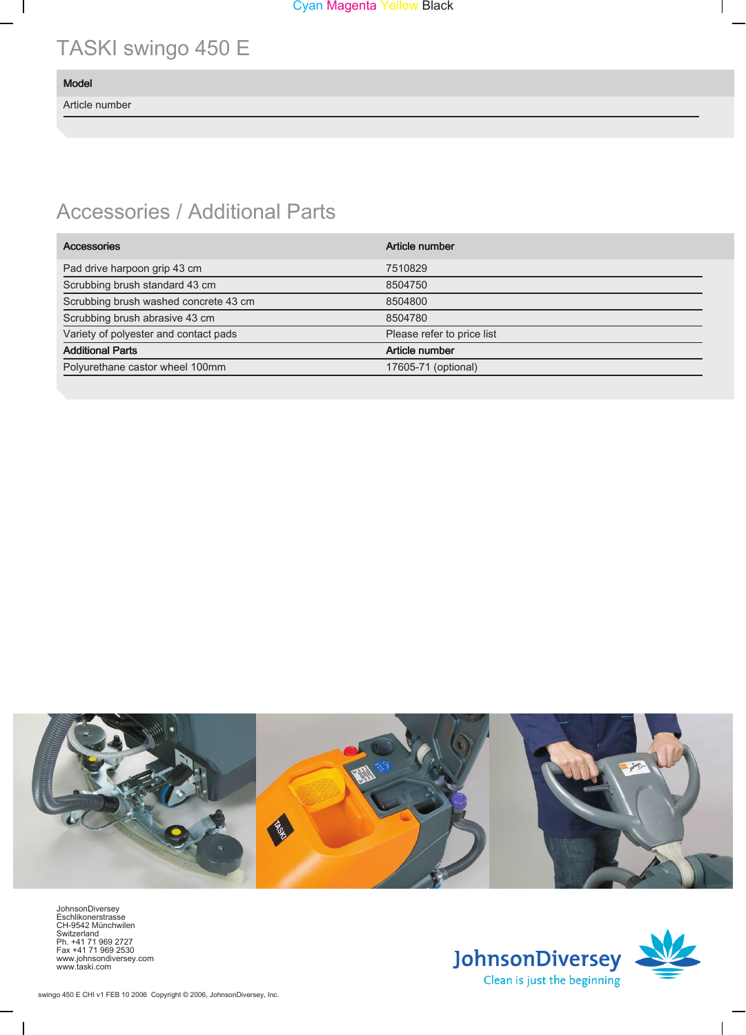# TASKI swingo 450 E

| Model | |
| --- | --- |
| Article number | |

## Accessories / Additional Parts

| Accessories | Article number |
| --- | --- |
| Pad drive harpoon grip 43 cm | 7510829 |
| Scrubbing brush standard 43 cm | 8504750 |
| Scrubbing brush washed concrete 43 cm | 8504800 |
| Scrubbing brush abrasive 43 cm | 8504780 |
| Variety of polyester and contact pads | Please refer to price list |
| **Additional Parts** | **Article number** |
| Polyurethane castor wheel 100mm | 17605-71 (optional) |

JohnsonDiversey
Eschlikonerstrasse
CH-9542 Münchwilen
Switzerland
Ph. +41 71 969 2727
Fax +41 71 969 2530
www.johnsondiversey.com
www.taski.com

JohnsonDiversey
Clean is just the beginning

swingo 450 E CHI v1 FEB 10 2006 Copyright © 2006, JohnsonDiversey, Inc.